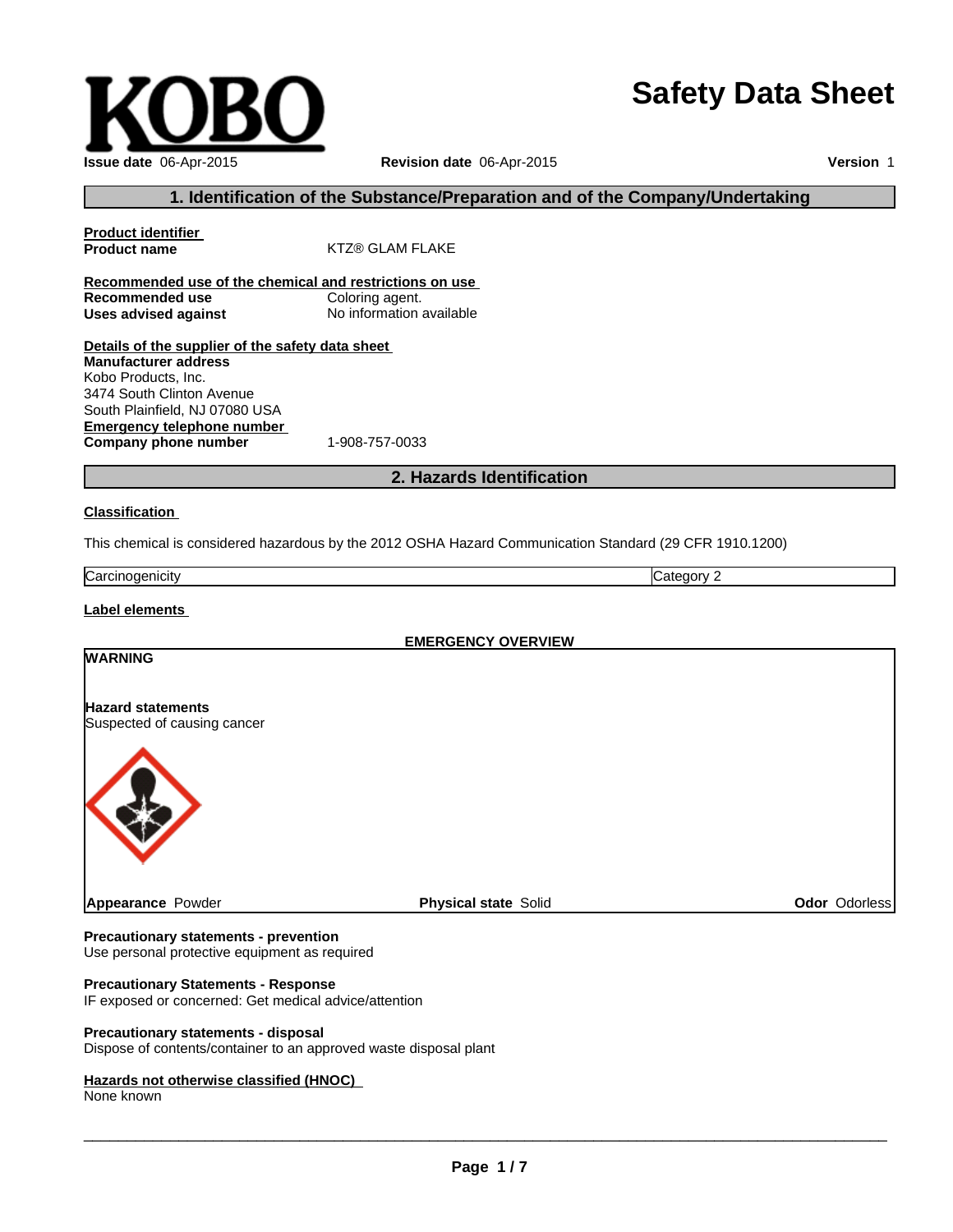KOBO

# Safety Data Sheet

**Issue date** 06-Apr-2015 **Revision date** 06-Apr-2015 **Version** 1

## 1. Identification of the Substance/Preparation and of the Company/Undertaking

**Product identifier**

**Product name** KTZ® GLAM FLAKE

**Recommended use of the chemical and restrictions on use**

**Recommended use** Coloring agent.

**Uses advised against** No information available

**Details of the supplier of the safety data sheet**

**Manufacturer address**
Kobo Products, Inc.
3474 South Clinton Avenue
South Plainfield, NJ 07080 USA

**Emergency telephone number**

**Company phone number** 1-908-757-0033

## 2. Hazards Identification

**Classification**

This chemical is considered hazardous by the 2012 OSHA Hazard Communication Standard (29 CFR 1910.1200)

| Carcinogenicity | Category 2 |
|---|---|

**Label elements**

**EMERGENCY OVERVIEW**

**WARNING**

**Hazard statements**
Suspected of causing cancer

**Appearance** Powder **Physical state** Solid **Odor** Odorless

**Precautionary statements - prevention**
Use personal protective equipment as required

**Precautionary Statements - Response**
IF exposed or concerned: Get medical advice/attention

**Precautionary statements - disposal**
Dispose of contents/container to an approved waste disposal plant

**Hazards not otherwise classified (HNOC)**
None known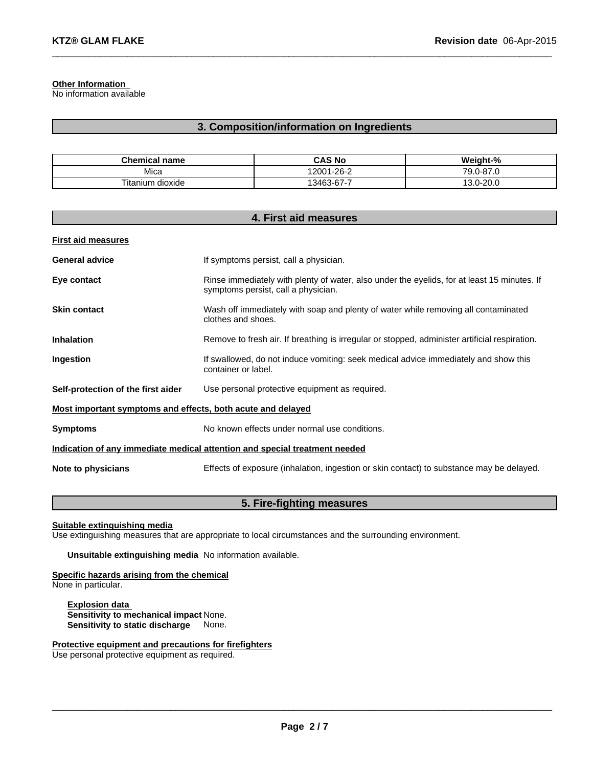**Other Information**
No information available

## 3. Composition/information on Ingredients

| Chemical name | CAS No | Weight-% |
| --- | --- | --- |
| Mica | 12001-26-2 | 79.0-87.0 |
| Titanium dioxide | 13463-67-7 | 13.0-20.0 |

## 4. First aid measures

**First aid measures**

**General advice** If symptoms persist, call a physician.

**Eye contact** Rinse immediately with plenty of water, also under the eyelids, for at least 15 minutes. If symptoms persist, call a physician.

**Skin contact** Wash off immediately with soap and plenty of water while removing all contaminated clothes and shoes.

**Inhalation** Remove to fresh air. If breathing is irregular or stopped, administer artificial respiration.

**Ingestion** If swallowed, do not induce vomiting: seek medical advice immediately and show this container or label.

**Self-protection of the first aider** Use personal protective equipment as required.

**Most important symptoms and effects, both acute and delayed**

**Symptoms** No known effects under normal use conditions.

**Indication of any immediate medical attention and special treatment needed**

**Note to physicians** Effects of exposure (inhalation, ingestion or skin contact) to substance may be delayed.

## 5. Fire-fighting measures

**Suitable extinguishing media**
Use extinguishing measures that are appropriate to local circumstances and the surrounding environment.

**Unsuitable extinguishing media** No information available.

**Specific hazards arising from the chemical**
None in particular.

**Explosion data**
**Sensitivity to mechanical impact** None.
**Sensitivity to static discharge** None.

**Protective equipment and precautions for firefighters**
Use personal protective equipment as required.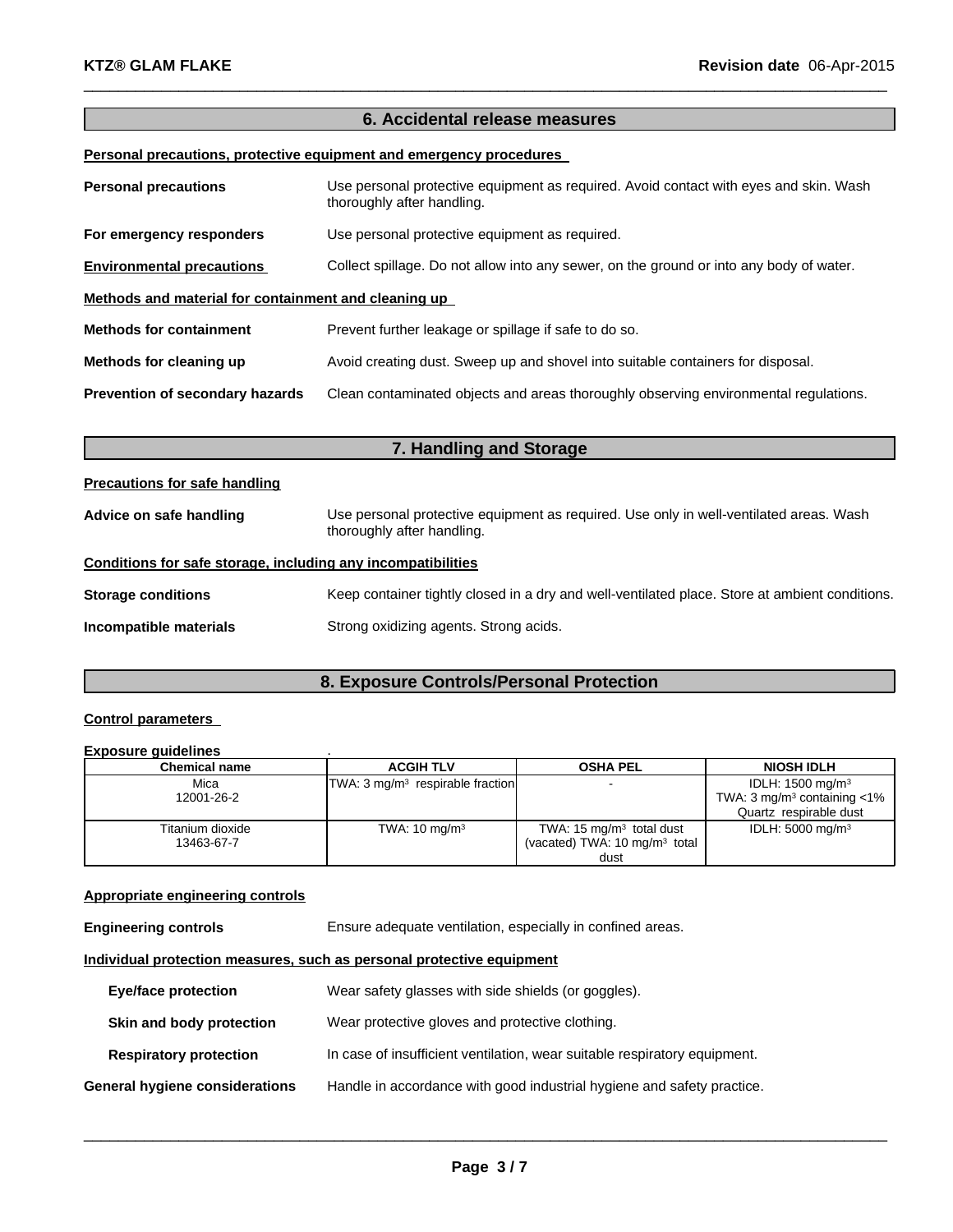## 6. Accidental release measures

**Personal precautions, protective equipment and emergency procedures**

**Personal precautions** Use personal protective equipment as required. Avoid contact with eyes and skin. Wash thoroughly after handling.

**For emergency responders** Use personal protective equipment as required.

**Environmental precautions** Collect spillage. Do not allow into any sewer, on the ground or into any body of water.

**Methods and material for containment and cleaning up**

**Methods for containment** Prevent further leakage or spillage if safe to do so.

**Methods for cleaning up** Avoid creating dust. Sweep up and shovel into suitable containers for disposal.

**Prevention of secondary hazards** Clean contaminated objects and areas thoroughly observing environmental regulations.

## 7. Handling and Storage

**Precautions for safe handling**

**Advice on safe handling** Use personal protective equipment as required. Use only in well-ventilated areas. Wash thoroughly after handling.

**Conditions for safe storage, including any incompatibilities**

**Storage conditions** Keep container tightly closed in a dry and well-ventilated place. Store at ambient conditions.

**Incompatible materials** Strong oxidizing agents. Strong acids.

## 8. Exposure Controls/Personal Protection

**Control parameters**

**Exposure guidelines** .

| Chemical name | ACGIH TLV | OSHA PEL | NIOSH IDLH |
|---|---|---|---|
| Mica<br>12001-26-2 | TWA: 3 mg/m³ respirable fraction | - | IDLH: 1500 mg/m³<br>TWA: 3 mg/m³ containing <1% Quartz respirable dust |
| Titanium dioxide<br>13463-67-7 | TWA: 10 mg/m³ | TWA: 15 mg/m³ total dust<br>(vacated) TWA: 10 mg/m³ total dust | IDLH: 5000 mg/m³ |

**Appropriate engineering controls**

**Engineering controls** Ensure adequate ventilation, especially in confined areas.

**Individual protection measures, such as personal protective equipment**

**Eye/face protection** Wear safety glasses with side shields (or goggles).

**Skin and body protection** Wear protective gloves and protective clothing.

**Respiratory protection** In case of insufficient ventilation, wear suitable respiratory equipment.

**General hygiene considerations** Handle in accordance with good industrial hygiene and safety practice.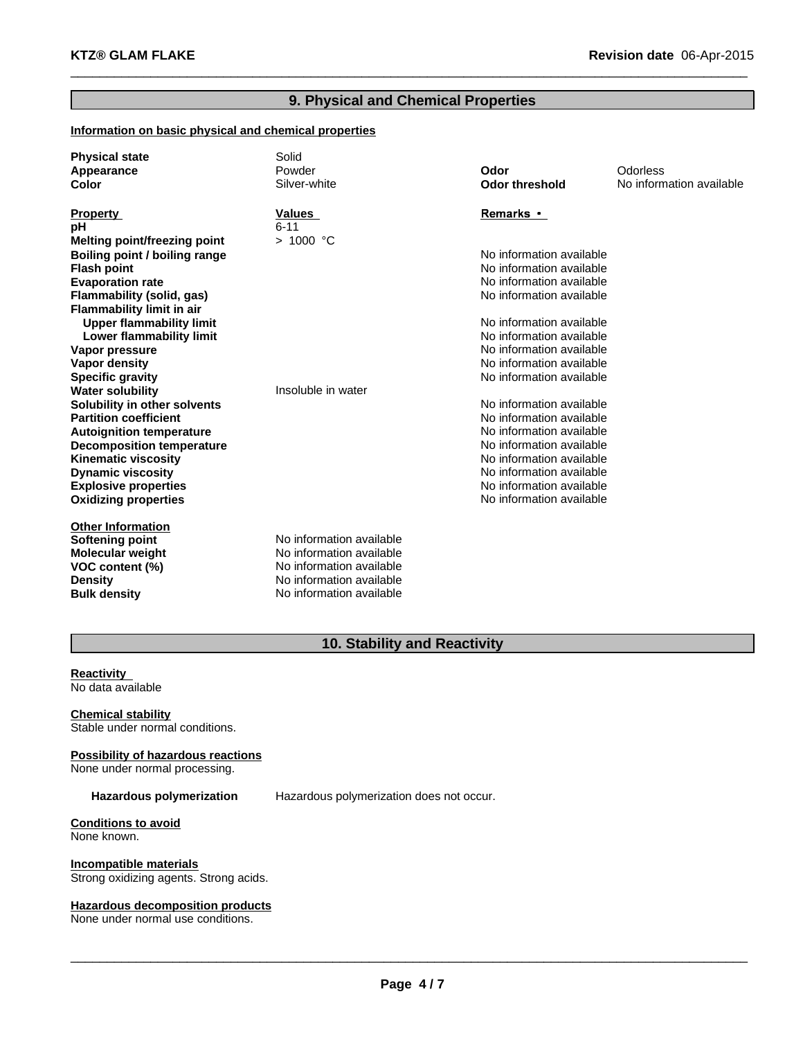## 9. Physical and Chemical Properties

**Information on basic physical and chemical properties**

| | | | |
|---|---|---|---|
| **Physical state** | Solid | | |
| **Appearance** | Powder | **Odor** | Odorless |
| **Color** | Silver-white | **Odor threshold** | No information available |

| **Property** | **Values** | **Remarks •** |
|---|---|---|
| **pH** | 6-11 | |
| **Melting point/freezing point** | > 1000 °C | |
| **Boiling point / boiling range** | | No information available |
| **Flash point** | | No information available |
| **Evaporation rate** | | No information available |
| **Flammability (solid, gas)** | | No information available |
| **Flammability limit in air** | | |
| **Upper flammability limit** | | No information available |
| **Lower flammability limit** | | No information available |
| **Vapor pressure** | | No information available |
| **Vapor density** | | No information available |
| **Specific gravity** | | No information available |
| **Water solubility** | Insoluble in water | |
| **Solubility in other solvents** | | No information available |
| **Partition coefficient** | | No information available |
| **Autoignition temperature** | | No information available |
| **Decomposition temperature** | | No information available |
| **Kinematic viscosity** | | No information available |
| **Dynamic viscosity** | | No information available |
| **Explosive properties** | | No information available |
| **Oxidizing properties** | | No information available |

**Other Information**

| | |
|---|---|
| **Softening point** | No information available |
| **Molecular weight** | No information available |
| **VOC content (%)** | No information available |
| **Density** | No information available |
| **Bulk density** | No information available |

## 10. Stability and Reactivity

**Reactivity**
No data available

**Chemical stability**
Stable under normal conditions.

**Possibility of hazardous reactions**
None under normal processing.

**Hazardous polymerization** Hazardous polymerization does not occur.

**Conditions to avoid**
None known.

**Incompatible materials**
Strong oxidizing agents. Strong acids.

**Hazardous decomposition products**
None under normal use conditions.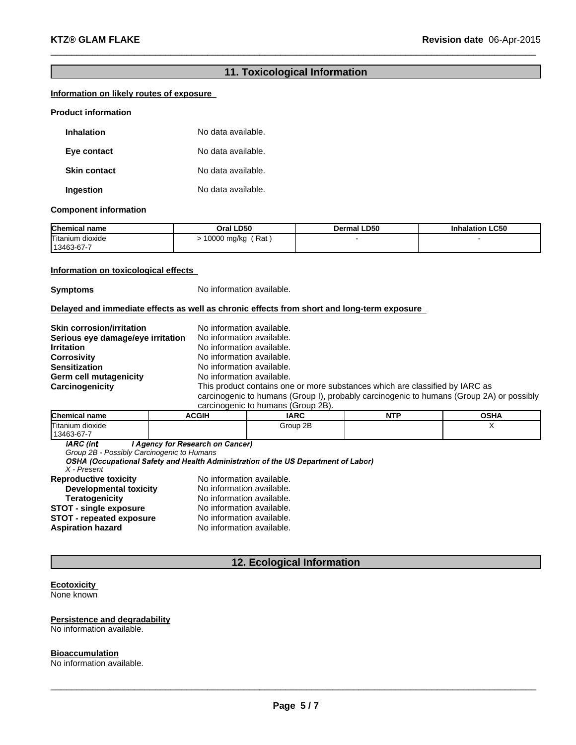## 11. Toxicological Information

**Information on likely routes of exposure**

**Product information**

| | |
|---|---|
| **Inhalation** | No data available. |
| **Eye contact** | No data available. |
| **Skin contact** | No data available. |
| **Ingestion** | No data available. |

**Component information**

| Chemical name | Oral LD50 | Dermal LD50 | Inhalation LC50 |
|---|---|---|---|
| Titanium dioxide<br>13463-67-7 | > 10000 mg/kg ( Rat ) | - | - |

**Information on toxicological effects**

**Symptoms** No information available.

**Delayed and immediate effects as well as chronic effects from short and long-term exposure**

| | |
|---|---|
| **Skin corrosion/irritation** | No information available. |
| **Serious eye damage/eye irritation** | No information available. |
| **Irritation** | No information available. |
| **Corrosivity** | No information available. |
| **Sensitization** | No information available. |
| **Germ cell mutagenicity** | No information available. |
| **Carcinogenicity** | This product contains one or more substances which are classified by IARC as carcinogenic to humans (Group I), probably carcinogenic to humans (Group 2A) or possibly carcinogenic to humans (Group 2B). |

| Chemical name | ACGIH | IARC | NTP | OSHA |
|---|---|---|---|---|
| Titanium dioxide<br>13463-67-7 | | Group 2B | | X |

***IARC (International Agency for Research on Cancer)***
*Group 2B - Possibly Carcinogenic to Humans*
***OSHA (Occupational Safety and Health Administration of the US Department of Labor)***
*X - Present*

| | |
|---|---|
| **Reproductive toxicity** | No information available. |
| **Developmental toxicity** | No information available. |
| **Teratogenicity** | No information available. |
| **STOT - single exposure** | No information available. |
| **STOT - repeated exposure** | No information available. |
| **Aspiration hazard** | No information available. |

## 12. Ecological Information

**Ecotoxicity**
None known

**Persistence and degradability**
No information available.

**Bioaccumulation**
No information available.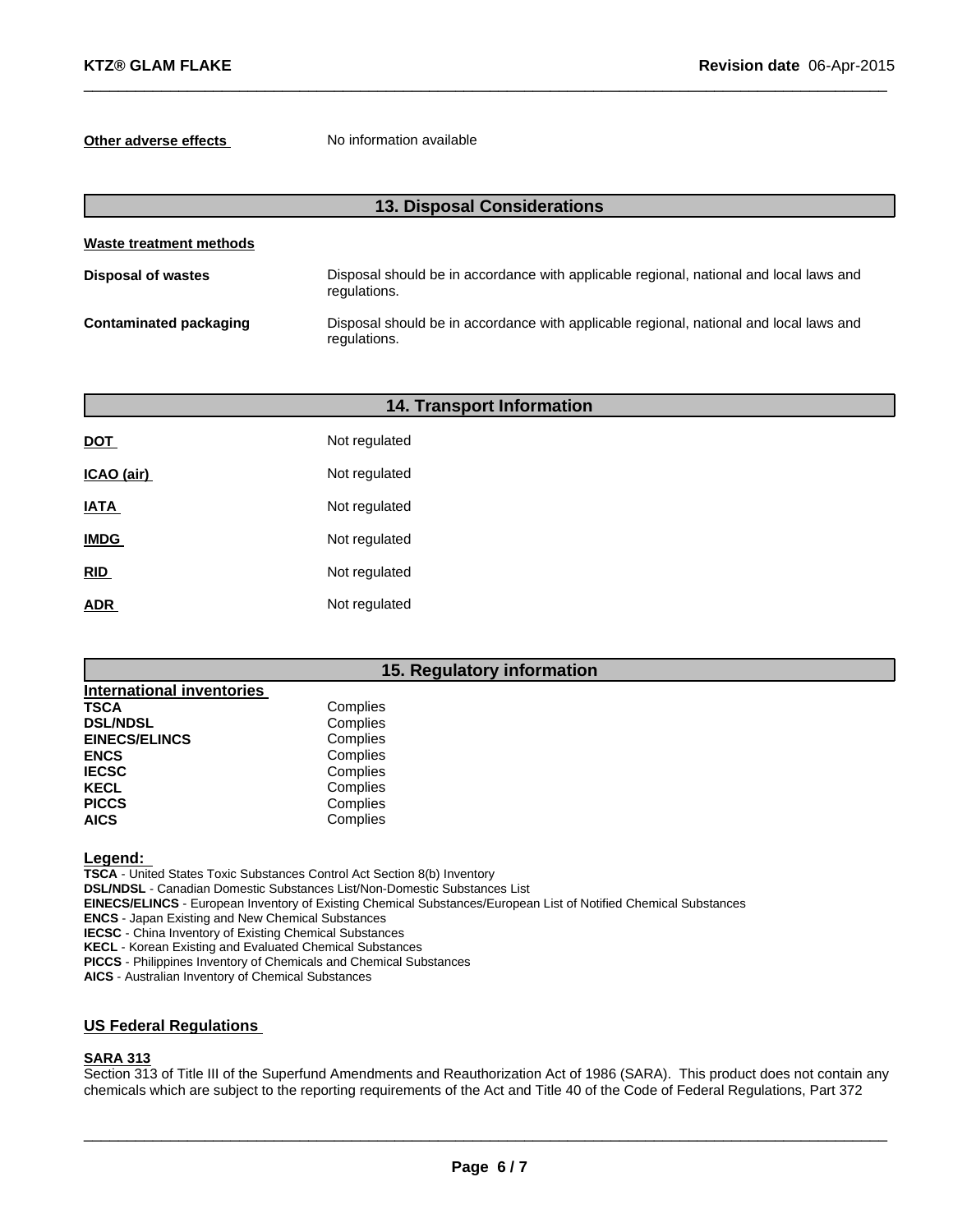**Other adverse effects** No information available

## 13. Disposal Considerations

**Waste treatment methods**

| | |
|---|---|
| **Disposal of wastes** | Disposal should be in accordance with applicable regional, national and local laws and regulations. |
| **Contaminated packaging** | Disposal should be in accordance with applicable regional, national and local laws and regulations. |

## 14. Transport Information

| | |
|---|---|
| **DOT** | Not regulated |
| **ICAO (air)** | Not regulated |
| **IATA** | Not regulated |
| **IMDG** | Not regulated |
| **RID** | Not regulated |
| **ADR** | Not regulated |

## 15. Regulatory information

**International inventories**

| | |
|---|---|
| **TSCA** | Complies |
| **DSL/NDSL** | Complies |
| **EINECS/ELINCS** | Complies |
| **ENCS** | Complies |
| **IECSC** | Complies |
| **KECL** | Complies |
| **PICCS** | Complies |
| **AICS** | Complies |

**Legend:**

**TSCA** - United States Toxic Substances Control Act Section 8(b) Inventory
**DSL/NDSL** - Canadian Domestic Substances List/Non-Domestic Substances List
**EINECS/ELINCS** - European Inventory of Existing Chemical Substances/European List of Notified Chemical Substances
**ENCS** - Japan Existing and New Chemical Substances
**IECSC** - China Inventory of Existing Chemical Substances
**KECL** - Korean Existing and Evaluated Chemical Substances
**PICCS** - Philippines Inventory of Chemicals and Chemical Substances
**AICS** - Australian Inventory of Chemical Substances

### US Federal Regulations

**SARA 313**

Section 313 of Title III of the Superfund Amendments and Reauthorization Act of 1986 (SARA). This product does not contain any chemicals which are subject to the reporting requirements of the Act and Title 40 of the Code of Federal Regulations, Part 372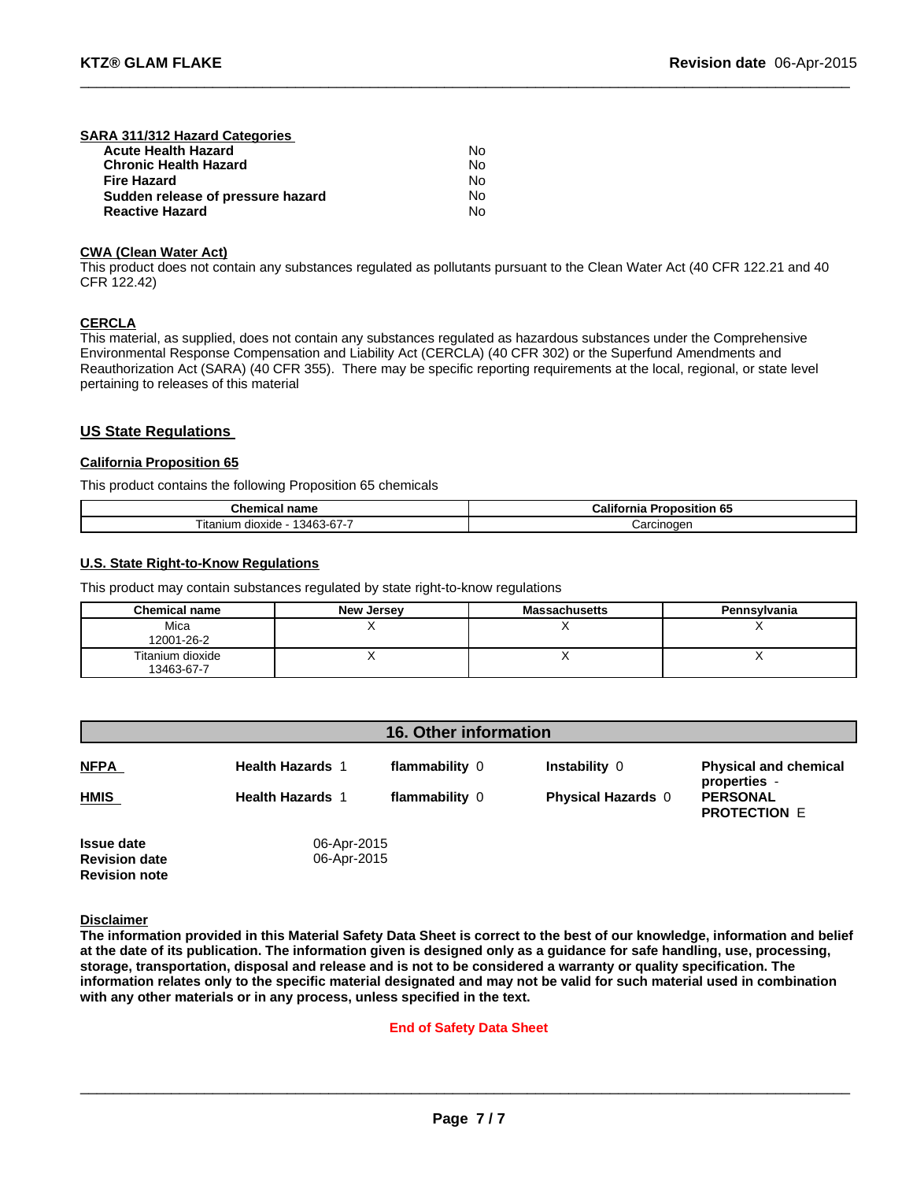**SARA 311/312 Hazard Categories**

| | |
|---|---|
| **Acute Health Hazard** | No |
| **Chronic Health Hazard** | No |
| **Fire Hazard** | No |
| **Sudden release of pressure hazard** | No |
| **Reactive Hazard** | No |

**CWA (Clean Water Act)**

This product does not contain any substances regulated as pollutants pursuant to the Clean Water Act (40 CFR 122.21 and 40 CFR 122.42)

**CERCLA**

This material, as supplied, does not contain any substances regulated as hazardous substances under the Comprehensive Environmental Response Compensation and Liability Act (CERCLA) (40 CFR 302) or the Superfund Amendments and Reauthorization Act (SARA) (40 CFR 355). There may be specific reporting requirements at the local, regional, or state level pertaining to releases of this material

## US State Regulations

**California Proposition 65**

This product contains the following Proposition 65 chemicals

| Chemical name | California Proposition 65 |
|---|---|
| Titanium dioxide - 13463-67-7 | Carcinogen |

**U.S. State Right-to-Know Regulations**

This product may contain substances regulated by state right-to-know regulations

| Chemical name | New Jersey | Massachusetts | Pennsylvania |
|---|---|---|---|
| Mica 12001-26-2 | X | X | X |
| Titanium dioxide 13463-67-7 | X | X | X |

## 16. Other information

| | | | | |
|---|---|---|---|---|
| **NFPA** | **Health Hazards** 1 | **flammability** 0 | **Instability** 0 | **Physical and chemical properties** - |
| **HMIS** | **Health Hazards** 1 | **flammability** 0 | **Physical Hazards** 0 | **PERSONAL PROTECTION** E |

**Issue date** 06-Apr-2015
**Revision date** 06-Apr-2015
**Revision note**

**Disclaimer**

**The information provided in this Material Safety Data Sheet is correct to the best of our knowledge, information and belief at the date of its publication. The information given is designed only as a guidance for safe handling, use, processing, storage, transportation, disposal and release and is not to be considered a warranty or quality specification. The information relates only to the specific material designated and may not be valid for such material used in combination with any other materials or in any process, unless specified in the text.**

**End of Safety Data Sheet**